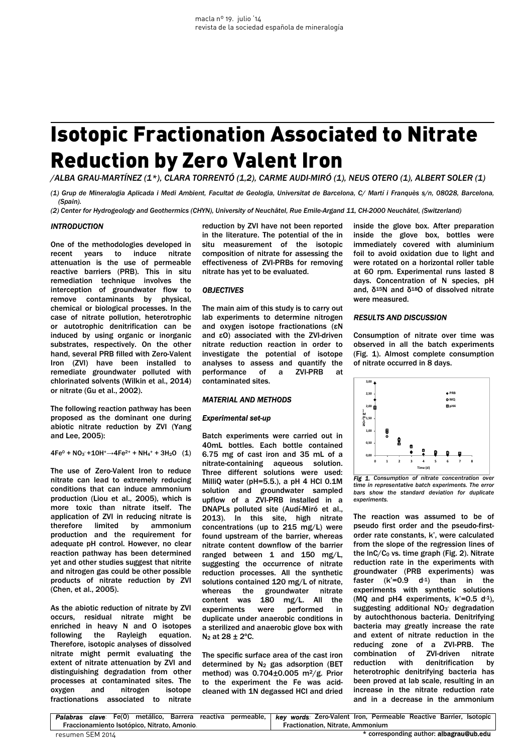# Isotopic Fractionation Associated to Nitrate Reduction by Zero Valent Iron

*/ALBA GRAU-MARTÍNEZ (1\*), CLARA TORRENTÓ (1,2), CARME AUDI-MIRÓ (1), NEUS OTERO (1), ALBERT SOLER (1)*

*(1) Grup de Mineralogia Aplicada i Medi Ambient, Facultat de Geologia, Universitat de Barcelona, C/ Martí i Franquès s/n, 08028, Barcelona, (Spain).*

*(2) Center for Hydrogeology and Geothermics (CHYN), University of Neuchâtel, Rue Emile-Argand 11, CH-2000 Neuchâtel, (Switzerland)*

## INTRODUCTION

One of the methodologies developed in recent years to induce nitrate attenuation is the use of permeable reactive barriers (PRB). This in situ remediation technique involves the interception of groundwater flow to remove contaminants by physical, chemical or biological processes. In the case of nitrate pollution, heterotrophic or autotrophic denitrification can be induced by using organic or inorganic substrates, respectively. On the other hand, several PRB filled with Zero-Valent Iron (ZVI) have been installed to remediate groundwater polluted with chlorinated solvents (Wilkin et al., 2014) or nitrate (Gu et al., 2002).

The following reaction pathway has been proposed as the dominant one during abiotic nitrate reduction by ZVI (Yang and Lee, 2005):

$$4Fe^0 + NO_3^- + 10H^+ \rightarrow 4Fe^{2+} + NH_4^+ + 3H_2O \quad (1)$$

The use of Zero-Valent Iron to reduce nitrate can lead to extremely reducing conditions that can induce ammonium production (Liou et al., 2005), which is more toxic than nitrate itself. The application of ZVI in reducing nitrate is therefore limited by ammonium production and the requirement for adequate pH control. However, no clear reaction pathway has been determined yet and other studies suggest that nitrite and nitrogen gas could be other possible products of nitrate reduction by ZVI (Chen, et al., 2005).

As the abiotic reduction of nitrate by ZVI occurs, residual nitrate might be enriched in heavy N and O isotopes following the Rayleigh equation. Therefore, isotopic analyses of dissolved nitrate might permit evaluating the extent of nitrate attenuation by ZVI and distinguishing degradation from other processes at contaminated sites. The oxygen and nitrogen isotope fractionations associated to nitrate reduction by ZVI have not been reported in the literature. The potential of the in situ measurement of the isotopic composition of nitrate for assessing the effectiveness of ZVI-PRBs for removing nitrate has yet to be evaluated.

## OBJECTIVES

The main aim of this study is to carry out lab experiments to determine nitrogen and oxygen isotope fractionations ($\varepsilon N$ and $\varepsilon O$) associated with the ZVI-driven nitrate reduction reaction in order to investigate the potential of isotope analyses to assess and quantify the performance of a ZVI-PRB at contaminated sites.

## MATERIAL AND METHODS

### Experimental set-up

Batch experiments were carried out in 40mL bottles. Each bottle contained 6.75 mg of cast iron and 35 mL of a nitrate-containing aqueous solution. Three different solutions were used: MilliQ water (pH=5.5.), a pH 4 HCl 0.1M solution and groundwater sampled upflow of a ZVI-PRB installed in a DNAPLs polluted site (Audí-Miró et al., 2013). In this site, high nitrate concentrations (up to 215 mg/L) were found upstream of the barrier, whereas nitrate content downflow of the barrier ranged between 1 and 150 mg/L, suggesting the occurrence of nitrate reduction processes. All the synthetic solutions contained 120 mg/L of nitrate, whereas the groundwater nitrate content was 180 mg/L. All the experiments were performed in duplicate under anaerobic conditions in a sterilized and anaerobic glove box with $N_2$ at 28 ± 2ºC.

The specific surface area of the cast iron determined by $N_2$ gas adsorption (BET method) was 0.704±0.005 $m^2/g$. Prior to the experiment the Fe was acid-cleaned with 1N degassed HCl and dried inside the glove box. After preparation inside the glove box, bottles were immediately covered with aluminium foil to avoid oxidation due to light and were rotated on a horizontal roller table at 60 rpm. Experimental runs lasted 8 days. Concentration of N species, pH and, $\delta^{15}N$ and $\delta^{18}O$ of dissolved nitrate were measured.

## RESULTS AND DISCUSSION

Consumption of nitrate over time was observed in all the batch experiments (Fig. 1). Almost complete consumption of nitrate occurred in 8 days.

*Fig 1. Consumption of nitrate concentration over time in representative batch experiments. The error bars show the standard deviation for duplicate experiments.*

The reaction was assumed to be of pseudo first order and the pseudo-first-order rate constants, k', were calculated from the slope of the regression lines of the $\ln C/C_0$ vs. time graph (Fig. 2). Nitrate reduction rate in the experiments with groundwater (PRB experiments) was faster (k'=0.9 $d^{-1}$) than in the experiments with synthetic solutions (MQ and pH4 experiments, k'=0.5 $d^{-1}$), suggesting additional $NO_3^-$ degradation by autochthonous bacteria. Denitrifying bacteria may greatly increase the rate and extent of nitrate reduction in the reducing zone of a ZVI-PRB. The combination of ZVI-driven nitrate reduction with denitrification by heterotrophic denitrifying bacteria has been proved at lab scale, resulting in an increase in the nitrate reduction rate and in a decrease in the ammonium

*Palabras clave:* Fe(0) metálico, Barrera reactiva permeable, Fraccionamiento Isotópico, Nitrato, Amonio.

*key words:* Zero-Valent Iron, Permeable Reactive Barrier, Isotopic Fractionation, Nitrate, Ammonium

\* corresponding author: **albagrau@ub.edu**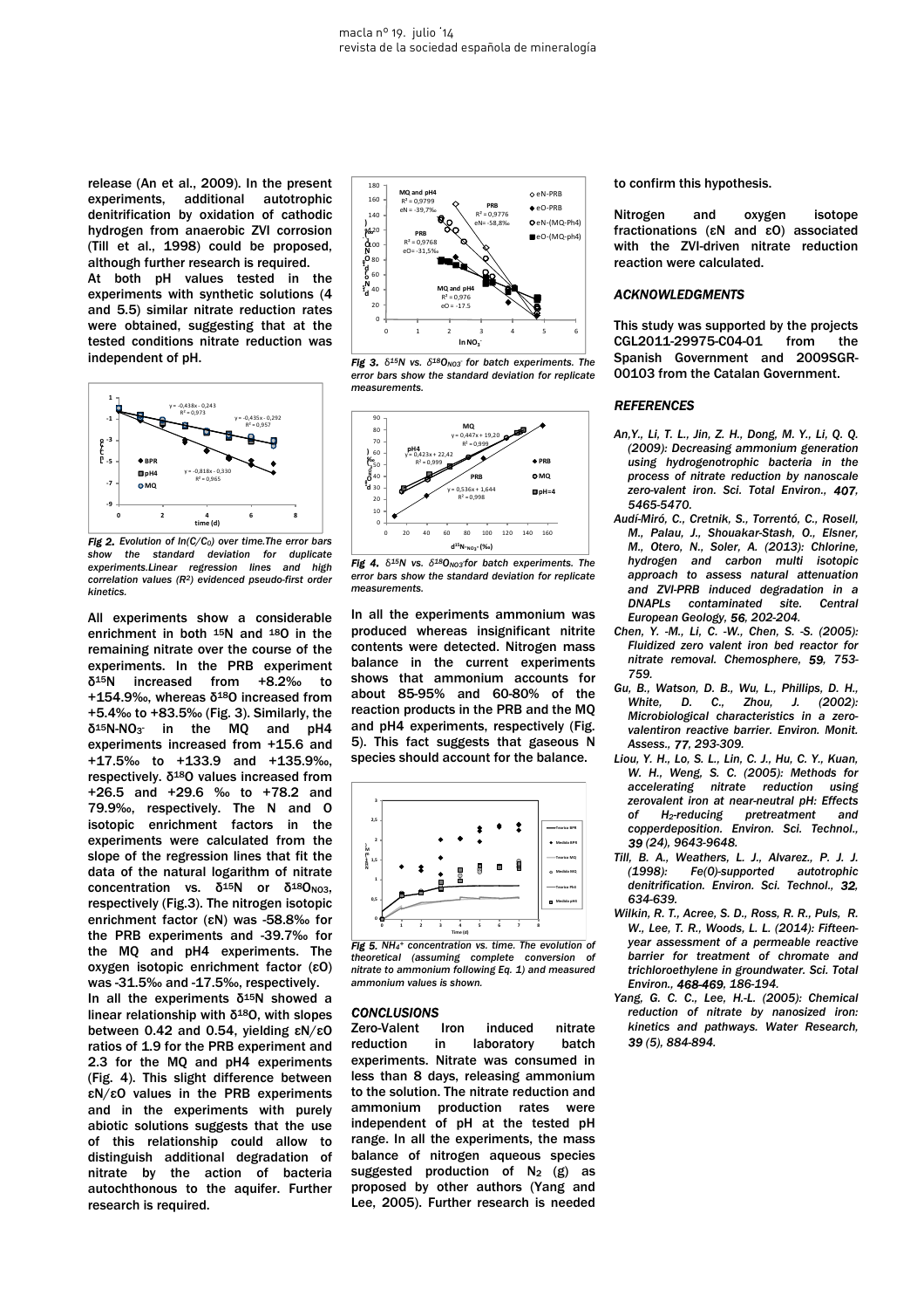release (An et al., 2009). In the present experiments, additional autotrophic denitrification by oxidation of cathodic hydrogen from anaerobic ZVI corrosion (Till et al., 1998) could be proposed, although further research is required.

At both pH values tested in the experiments with synthetic solutions (4 and 5.5) similar nitrate reduction rates were obtained, suggesting that at the tested conditions nitrate reduction was independent of pH.

y = -0,438x - 0,243
R² = 0,973
y = -0,435x - 0,292
R² = 0,957
y = -0,818x - 0,330
R² = 0,965
BPR
pH4
MQ
time (d)

*Fig 2. Evolution of ln(C/C0) over time.The error bars show the standard deviation for duplicate experiments.Linear regression lines and high correlation values ($R^2$) evidenced pseudo-first order kinetics.*

All experiments show a considerable enrichment in both $^{15}N$ and $^{18}O$ in the remaining nitrate over the course of the experiments. In the PRB experiment $\delta^{15}N$ increased from +8.2‰ to +154.9‰, whereas $\delta^{18}O$ increased from +5.4‰ to +83.5‰ (Fig. 3). Similarly, the $\delta^{15}N\text{-}NO_3^-$ in the MQ and pH4 experiments increased from +15.6 and +17.5‰ to +133.9 and +135.9‰, respectively. $\delta^{18}O$ values increased from +26.5 and +29.6 ‰ to +78.2 and 79.9‰, respectively. The N and O isotopic enrichment factors in the experiments were calculated from the slope of the regression lines that fit the data of the natural logarithm of nitrate concentration vs. $\delta^{15}N$ or $\delta^{18}O_{NO3}$, respectively (Fig.3). The nitrogen isotopic enrichment factor (εN) was -58.8‰ for the PRB experiments and -39.7‰ for the MQ and pH4 experiments. The oxygen isotopic enrichment factor (εO) was -31.5‰ and -17.5‰, respectively.

In all the experiments $\delta^{15}N$ showed a linear relationship with $\delta^{18}O$, with slopes between 0.42 and 0.54, yielding εN/εO ratios of 1.9 for the PRB experiment and 2.3 for the MQ and pH4 experiments (Fig. 4). This slight difference between εN/εO values in the PRB experiments and in the experiments with purely abiotic solutions suggests that the use of this relationship could allow to distinguish additional degradation of nitrate by the action of bacteria autochthonous to the aquifer. Further research is required.

MQ and pH4
R² = 0,9799
eN = -39,7‰
PRB
R² = 0,9776
eN= -58,8‰
PRB
R² = 0,9768
eO= -31,5‰
MQ and pH4
R² = 0,976
eO = -17.5
eN-PRB
eO-PRB
eN-(MQ-Ph4)
eO-(MQ-ph4)
ln NO3-

*Fig 3. $\delta^{15}N$ vs. $\delta^{18}O_{NO3^-}$ for batch experiments. The error bars show the standard deviation for replicate measurements.*

MQ
y = 0,447x + 19,20
R² = 0,999
pH4
y = 0,423x + 22,42
R² = 0,999
PRB
y = 0,536x + 1,644
R² = 0,998
PRB
MQ
pH=4
d15N-NO3- (‰)

*Fig 4. $\delta^{15}N$ vs. $\delta^{18}O_{NO3^-}$ for batch experiments. The error bars show the standard deviation for replicate measurements.*

In all the experiments ammonium was produced whereas insignificant nitrite contents were detected. Nitrogen mass balance in the current experiments shows that ammonium accounts for about 85-95% and 60-80% of the reaction products in the PRB and the MQ and pH4 experiments, respectively (Fig. 5). This fact suggests that gaseous N species should account for the balance.

Teorico BPR
Medido BPR
Teorico MQ
Medido MQ
Teorico Ph4
Medido pH4
Time (d)

*Fig 5. $NH_4^+$ concentration vs. time. The evolution of theoretical (assuming complete conversion of nitrate to ammonium following Eq. 1) and measured ammonium values is shown.*

### CONCLUSIONS

Zero-Valent Iron induced nitrate reduction in laboratory batch experiments. Nitrate was consumed in less than 8 days, releasing ammonium to the solution. The nitrate reduction and ammonium production rates were independent of pH at the tested pH range. In all the experiments, the mass balance of nitrogen aqueous species suggested production of $N_2$ (g) as proposed by other authors (Yang and Lee, 2005). Further research is needed to confirm this hypothesis.

Nitrogen and oxygen isotope fractionations (εN and εO) associated with the ZVI-driven nitrate reduction reaction were calculated.

### ACKNOWLEDGMENTS

This study was supported by the projects CGL2011-29975-C04-01 from the Spanish Government and 2009SGR-00103 from the Catalan Government.

### REFERENCES

*An,Y., Li, T. L., Jin, Z. H., Dong, M. Y., Li, Q. Q. (2009): Decreasing ammonium generation using hydrogenotrophic bacteria in the process of nitrate reduction by nanoscale zero-valent iron. Sci. Total Environ., **407**, 5465-5470.*

*Audí-Miró, C., Cretnik, S., Torrentó, C., Rosell, M., Palau, J., Shouakar-Stash, O., Elsner, M., Otero, N., Soler, A. (2013): Chlorine, hydrogen and carbon multi isotopic approach to assess natural attenuation and ZVI-PRB induced degradation in a DNAPLs contaminated site. Central European Geology, **56**, 202-204.*

*Chen, Y. -M., Li, C. -W., Chen, S. -S. (2005): Fluidized zero valent iron bed reactor for nitrate removal. Chemosphere, **59**, 753-759.*

*Gu, B., Watson, D. B., Wu, L., Phillips, D. H., White, D. C., Zhou, J. (2002): Microbiological characteristics in a zero-valentiron reactive barrier. Environ. Monit. Assess., **77**, 293-309.*

*Liou, Y. H., Lo, S. L., Lin, C. J., Hu, C. Y., Kuan, W. H., Weng, S. C. (2005): Methods for accelerating nitrate reduction using zerovalent iron at near-neutral pH: Effects of $H_2$-reducing pretreatment and copperdeposition. Environ. Sci. Technol., **39** (24), 9643-9648.*

*Till, B. A., Weathers, L. J., Alvarez., P. J. J. (1998): Fe(0)-supported autotrophic denitrification. Environ. Sci. Technol., **32**, 634-639.*

*Wilkin, R. T., Acree, S. D., Ross, R. R., Puls, R. W., Lee, T. R., Woods, L. L. (2014): Fifteen-year assessment of a permeable reactive barrier for treatment of chromate and trichloroethylene in groundwater. Sci. Total Environ., **468-469**, 186-194.*

*Yang, G. C. C., Lee, H.-L. (2005): Chemical reduction of nitrate by nanosized iron: kinetics and pathways. Water Research, **39** (5), 884-894.*